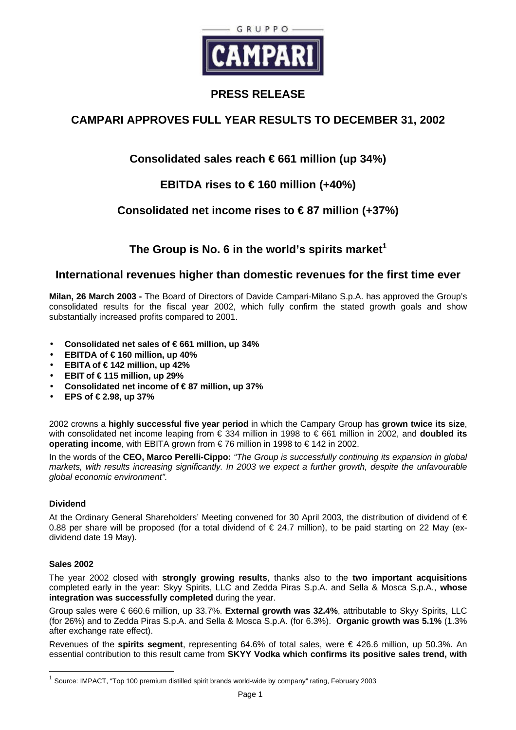GRUPPO CAMPARI

# PRESS RELEASE

## CAMPARI APPROVES FULL YEAR RESULTS TO DECEMBER 31, 2002

### Consolidated sales reach € 661 million (up 34%)

### EBITDA rises to € 160 million (+40%)

### Consolidated net income rises to € 87 million (+37%)

### The Group is No. 6 in the world's spirits market[1]

### International revenues higher than domestic revenues for the first time ever

**Milan, 26 March 2003 -** The Board of Directors of Davide Campari-Milano S.p.A. has approved the Group's consolidated results for the fiscal year 2002, which fully confirm the stated growth goals and show substantially increased profits compared to 2001.

- **Consolidated net sales of € 661 million, up 34%**
- **EBITDA of € 160 million, up 40%**
- **EBITA of € 142 million, up 42%**
- **EBIT of € 115 million, up 29%**
- **Consolidated net income of € 87 million, up 37%**
- **EPS of € 2.98, up 37%**

2002 crowns a **highly successful five year period** in which the Campary Group has **grown twice its size**, with consolidated net income leaping from € 334 million in 1998 to € 661 million in 2002, and **doubled its operating income**, with EBITA grown from € 76 million in 1998 to € 142 in 2002.

In the words of the **CEO, Marco Perelli-Cippo:** *"The Group is successfully continuing its expansion in global markets, with results increasing significantly. In 2003 we expect a further growth, despite the unfavourable global economic environment".*

#### Dividend

At the Ordinary General Shareholders' Meeting convened for 30 April 2003, the distribution of dividend of € 0.88 per share will be proposed (for a total dividend of € 24.7 million), to be paid starting on 22 May (ex-dividend date 19 May).

#### Sales 2002

The year 2002 closed with **strongly growing results**, thanks also to the **two important acquisitions** completed early in the year: Skyy Spirits, LLC and Zedda Piras S.p.A. and Sella & Mosca S.p.A., **whose integration was successfully completed** during the year.

Group sales were € 660.6 million, up 33.7%. **External growth was 32.4%**, attributable to Skyy Spirits, LLC (for 26%) and to Zedda Piras S.p.A. and Sella & Mosca S.p.A. (for 6.3%). **Organic growth was 5.1%** (1.3% after exchange rate effect).

Revenues of the **spirits segment**, representing 64.6% of total sales, were € 426.6 million, up 50.3%. An essential contribution to this result came from **SKYY Vodka which confirms its positive sales trend, with**

[1] Source: IMPACT, "Top 100 premium distilled spirit brands world-wide by company" rating, February 2003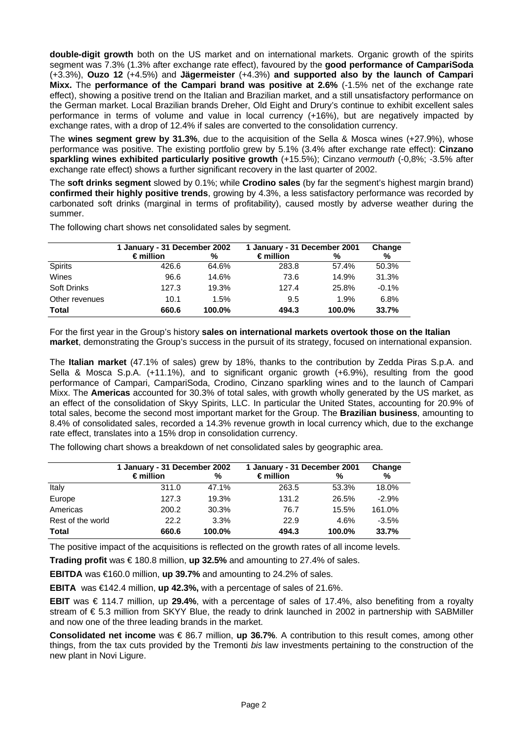**double-digit growth** both on the US market and on international markets. Organic growth of the spirits segment was 7.3% (1.3% after exchange rate effect), favoured by the **good performance of CampariSoda** (+3.3%), **Ouzo 12** (+4.5%) and **Jägermeister** (+4.3%) **and supported also by the launch of Campari Mixx.** The **performance of the Campari brand was positive at 2.6%** (-1.5% net of the exchange rate effect), showing a positive trend on the Italian and Brazilian market, and a still unsatisfactory performance on the German market. Local Brazilian brands Dreher, Old Eight and Drury's continue to exhibit excellent sales performance in terms of volume and value in local currency (+16%), but are negatively impacted by exchange rates, with a drop of 12.4% if sales are converted to the consolidation currency.

The **wines segment grew by 31.3%**, due to the acquisition of the Sella & Mosca wines (+27.9%), whose performance was positive. The existing portfolio grew by 5.1% (3.4% after exchange rate effect): **Cinzano sparkling wines exhibited particularly positive growth** (+15.5%); Cinzano *vermouth* (-0,8%; -3.5% after exchange rate effect) shows a further significant recovery in the last quarter of 2002.

The **soft drinks segment** slowed by 0.1%; while **Crodino sales** (by far the segment's highest margin brand) **confirmed their highly positive trends**, growing by 4.3%, a less satisfactory performance was recorded by carbonated soft drinks (marginal in terms of profitability), caused mostly by adverse weather during the summer.

The following chart shows net consolidated sales by segment.

| | 1 January - 31 December 2002 | | 1 January - 31 December 2001 | | Change |
|---|---|---|---|---|---|
| | € million | % | € million | % | % |
| Spirits | 426.6 | 64.6% | 283.8 | 57.4% | 50.3% |
| Wines | 96.6 | 14.6% | 73.6 | 14.9% | 31.3% |
| Soft Drinks | 127.3 | 19.3% | 127.4 | 25.8% | -0.1% |
| Other revenues | 10.1 | 1.5% | 9.5 | 1.9% | 6.8% |
| **Total** | **660.6** | **100.0%** | **494.3** | **100.0%** | **33.7%** |

For the first year in the Group's history **sales on international markets overtook those on the Italian market**, demonstrating the Group's success in the pursuit of its strategy, focused on international expansion.

The **Italian market** (47.1% of sales) grew by 18%, thanks to the contribution by Zedda Piras S.p.A. and Sella & Mosca S.p.A. (+11.1%), and to significant organic growth (+6.9%), resulting from the good performance of Campari, CampariSoda, Crodino, Cinzano sparkling wines and to the launch of Campari Mixx. The **Americas** accounted for 30.3% of total sales, with growth wholly generated by the US market, as an effect of the consolidation of Skyy Spirits, LLC. In particular the United States, accounting for 20.9% of total sales, become the second most important market for the Group. The **Brazilian business**, amounting to 8.4% of consolidated sales, recorded a 14.3% revenue growth in local currency which, due to the exchange rate effect, translates into a 15% drop in consolidation currency.

The following chart shows a breakdown of net consolidated sales by geographic area.

| | 1 January - 31 December 2002 | | 1 January - 31 December 2001 | | Change |
|---|---|---|---|---|---|
| | € million | % | € million | % | % |
| Italy | 311.0 | 47.1% | 263.5 | 53.3% | 18.0% |
| Europe | 127.3 | 19.3% | 131.2 | 26.5% | -2.9% |
| Americas | 200.2 | 30.3% | 76.7 | 15.5% | 161.0% |
| Rest of the world | 22.2 | 3.3% | 22.9 | 4.6% | -3.5% |
| **Total** | **660.6** | **100.0%** | **494.3** | **100.0%** | **33.7%** |

The positive impact of the acquisitions is reflected on the growth rates of all income levels.

**Trading profit** was € 180.8 million, **up 32.5%** and amounting to 27.4% of sales.

**EBITDA** was €160.0 million, **up 39.7%** and amounting to 24.2% of sales.

**EBITA** was €142.4 million, **up 42.3%,** with a percentage of sales of 21.6%.

**EBIT** was € 114.7 million, up **29.4%**, with a percentage of sales of 17.4%, also benefiting from a royalty stream of € 5.3 million from SKYY Blue, the ready to drink launched in 2002 in partnership with SABMiller and now one of the three leading brands in the market.

**Consolidated net income** was € 86.7 million, **up 36.7%**. A contribution to this result comes, among other things, from the tax cuts provided by the Tremonti *bis* law investments pertaining to the construction of the new plant in Novi Ligure.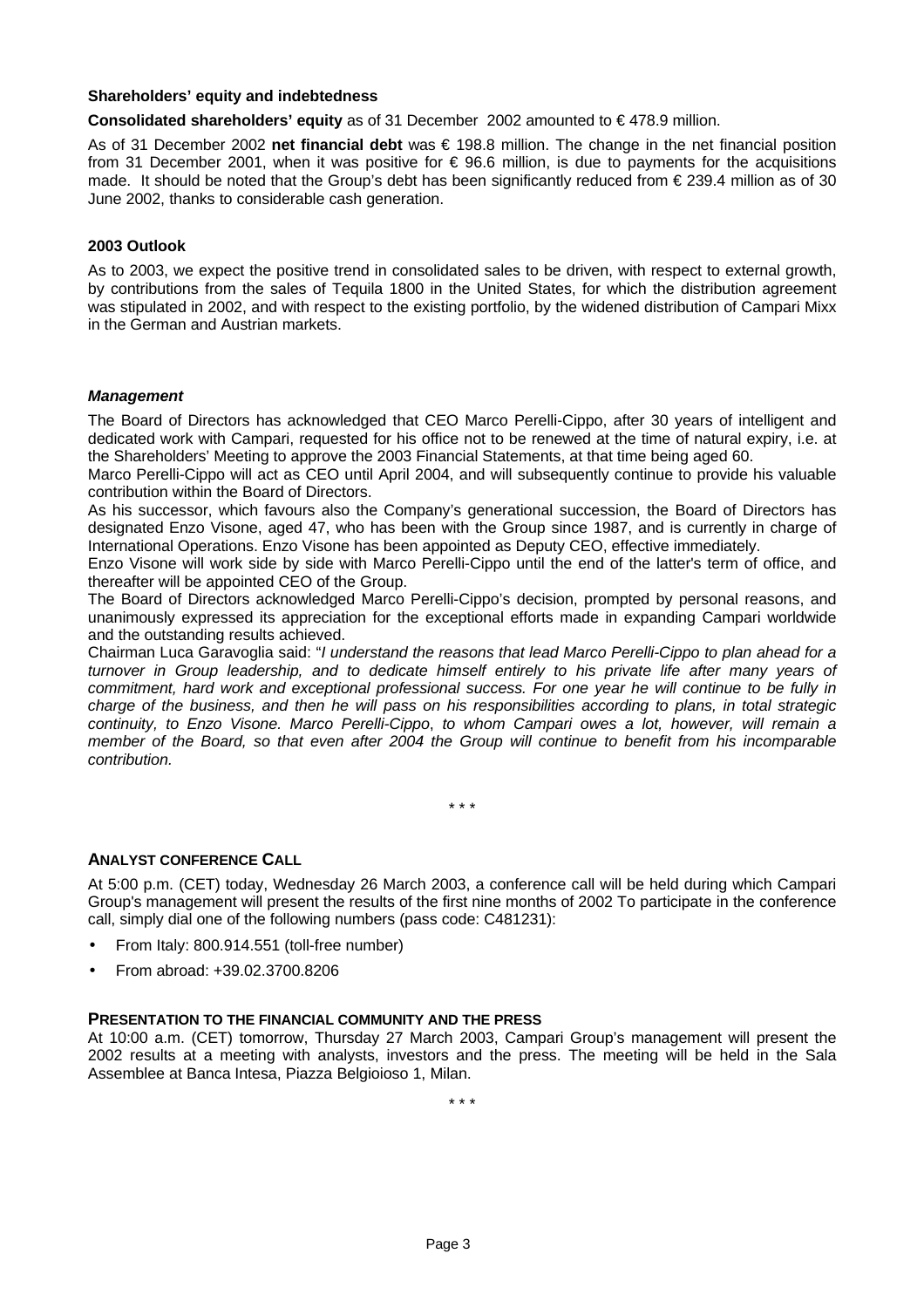**Shareholders' equity and indebtedness**

**Consolidated shareholders' equity** as of 31 December 2002 amounted to € 478.9 million.

As of 31 December 2002 **net financial debt** was € 198.8 million. The change in the net financial position from 31 December 2001, when it was positive for € 96.6 million, is due to payments for the acquisitions made. It should be noted that the Group's debt has been significantly reduced from € 239.4 million as of 30 June 2002, thanks to considerable cash generation.

**2003 Outlook**

As to 2003, we expect the positive trend in consolidated sales to be driven, with respect to external growth, by contributions from the sales of Tequila 1800 in the United States, for which the distribution agreement was stipulated in 2002, and with respect to the existing portfolio, by the widened distribution of Campari Mixx in the German and Austrian markets.

***Management***

The Board of Directors has acknowledged that CEO Marco Perelli-Cippo, after 30 years of intelligent and dedicated work with Campari, requested for his office not to be renewed at the time of natural expiry, i.e. at the Shareholders' Meeting to approve the 2003 Financial Statements, at that time being aged 60.

Marco Perelli-Cippo will act as CEO until April 2004, and will subsequently continue to provide his valuable contribution within the Board of Directors.

As his successor, which favours also the Company's generational succession, the Board of Directors has designated Enzo Visone, aged 47, who has been with the Group since 1987, and is currently in charge of International Operations. Enzo Visone has been appointed as Deputy CEO, effective immediately.

Enzo Visone will work side by side with Marco Perelli-Cippo until the end of the latter's term of office, and thereafter will be appointed CEO of the Group.

The Board of Directors acknowledged Marco Perelli-Cippo's decision, prompted by personal reasons, and unanimously expressed its appreciation for the exceptional efforts made in expanding Campari worldwide and the outstanding results achieved.

Chairman Luca Garavoglia said: "*I understand the reasons that lead Marco Perelli-Cippo to plan ahead for a turnover in Group leadership, and to dedicate himself entirely to his private life after many years of commitment, hard work and exceptional professional success. For one year he will continue to be fully in charge of the business, and then he will pass on his responsibilities according to plans, in total strategic continuity, to Enzo Visone. Marco Perelli-Cippo, to whom Campari owes a lot, however, will remain a member of the Board, so that even after 2004 the Group will continue to benefit from his incomparable contribution.*

\* \* \*

**ANALYST CONFERENCE CALL**

At 5:00 p.m. (CET) today, Wednesday 26 March 2003, a conference call will be held during which Campari Group's management will present the results of the first nine months of 2002 To participate in the conference call, simply dial one of the following numbers (pass code: C481231):

- From Italy: 800.914.551 (toll-free number)
- From abroad: +39.02.3700.8206

**PRESENTATION TO THE FINANCIAL COMMUNITY AND THE PRESS**

At 10:00 a.m. (CET) tomorrow, Thursday 27 March 2003, Campari Group's management will present the 2002 results at a meeting with analysts, investors and the press. The meeting will be held in the Sala Assemblee at Banca Intesa, Piazza Belgioioso 1, Milan.

\* \* \*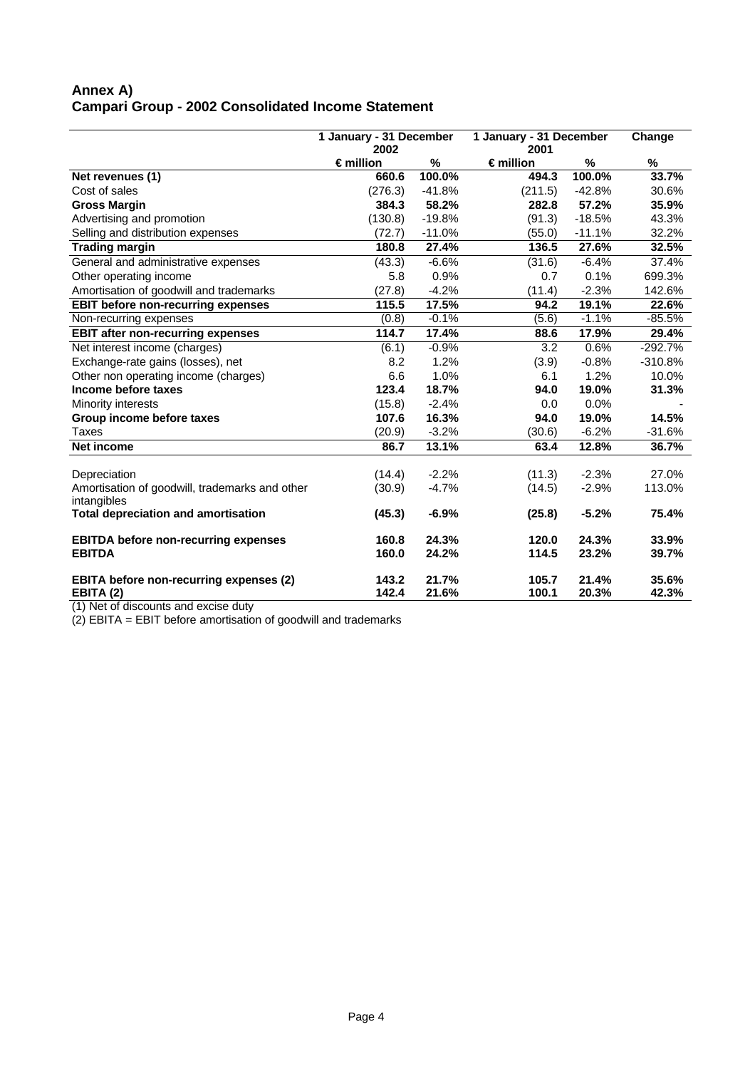## Annex A)
## Campari Group - 2002 Consolidated Income Statement

| | 1 January - 31 December 2002 | | 1 January - 31 December 2001 | | Change |
|---|---|---|---|---|---|
| | € million | % | € million | % | % |
| **Net revenues (1)** | **660.6** | **100.0%** | **494.3** | **100.0%** | **33.7%** |
| Cost of sales | (276.3) | -41.8% | (211.5) | -42.8% | 30.6% |
| **Gross Margin** | **384.3** | **58.2%** | **282.8** | **57.2%** | **35.9%** |
| Advertising and promotion | (130.8) | -19.8% | (91.3) | -18.5% | 43.3% |
| Selling and distribution expenses | (72.7) | -11.0% | (55.0) | -11.1% | 32.2% |
| **Trading margin** | **180.8** | **27.4%** | **136.5** | **27.6%** | **32.5%** |
| General and administrative expenses | (43.3) | -6.6% | (31.6) | -6.4% | 37.4% |
| Other operating income | 5.8 | 0.9% | 0.7 | 0.1% | 699.3% |
| Amortisation of goodwill and trademarks | (27.8) | -4.2% | (11.4) | -2.3% | 142.6% |
| **EBIT before non-recurring expenses** | **115.5** | **17.5%** | **94.2** | **19.1%** | **22.6%** |
| Non-recurring expenses | (0.8) | -0.1% | (5.6) | -1.1% | -85.5% |
| **EBIT after non-recurring expenses** | **114.7** | **17.4%** | **88.6** | **17.9%** | **29.4%** |
| Net interest income (charges) | (6.1) | -0.9% | 3.2 | 0.6% | -292.7% |
| Exchange-rate gains (losses), net | 8.2 | 1.2% | (3.9) | -0.8% | -310.8% |
| Other non operating income (charges) | 6.6 | 1.0% | 6.1 | 1.2% | 10.0% |
| **Income before taxes** | **123.4** | **18.7%** | **94.0** | **19.0%** | **31.3%** |
| Minority interests | (15.8) | -2.4% | 0.0 | 0.0% | - |
| **Group income before taxes** | **107.6** | **16.3%** | **94.0** | **19.0%** | **14.5%** |
| Taxes | (20.9) | -3.2% | (30.6) | -6.2% | -31.6% |
| **Net income** | **86.7** | **13.1%** | **63.4** | **12.8%** | **36.7%** |
| | | | | | |
| Depreciation | (14.4) | -2.2% | (11.3) | -2.3% | 27.0% |
| Amortisation of goodwill, trademarks and other intangibles | (30.9) | -4.7% | (14.5) | -2.9% | 113.0% |
| **Total depreciation and amortisation** | **(45.3)** | **-6.9%** | **(25.8)** | **-5.2%** | **75.4%** |
| | | | | | |
| **EBITDA before non-recurring expenses** | **160.8** | **24.3%** | **120.0** | **24.3%** | **33.9%** |
| **EBITDA** | **160.0** | **24.2%** | **114.5** | **23.2%** | **39.7%** |
| | | | | | |
| **EBITA before non-recurring expenses (2)** | **143.2** | **21.7%** | **105.7** | **21.4%** | **35.6%** |
| **EBITA (2)** | **142.4** | **21.6%** | **100.1** | **20.3%** | **42.3%** |

(1) Net of discounts and excise duty

(2) EBITA = EBIT before amortisation of goodwill and trademarks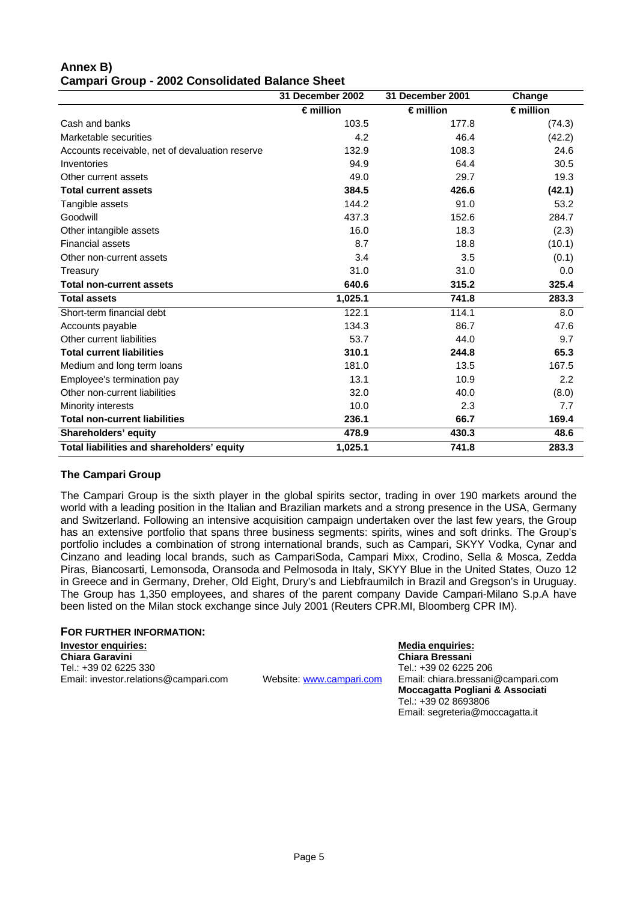## Annex B)
## Campari Group - 2002 Consolidated Balance Sheet

| | 31 December 2002 | 31 December 2001 | Change |
|---|---|---|---|
| | € million | € million | € million |
| Cash and banks | 103.5 | 177.8 | (74.3) |
| Marketable securities | 4.2 | 46.4 | (42.2) |
| Accounts receivable, net of devaluation reserve | 132.9 | 108.3 | 24.6 |
| Inventories | 94.9 | 64.4 | 30.5 |
| Other current assets | 49.0 | 29.7 | 19.3 |
| **Total current assets** | **384.5** | **426.6** | **(42.1)** |
| Tangible assets | 144.2 | 91.0 | 53.2 |
| Goodwill | 437.3 | 152.6 | 284.7 |
| Other intangible assets | 16.0 | 18.3 | (2.3) |
| Financial assets | 8.7 | 18.8 | (10.1) |
| Other non-current assets | 3.4 | 3.5 | (0.1) |
| Treasury | 31.0 | 31.0 | 0.0 |
| **Total non-current assets** | **640.6** | **315.2** | **325.4** |
| **Total assets** | **1,025.1** | **741.8** | **283.3** |
| Short-term financial debt | 122.1 | 114.1 | 8.0 |
| Accounts payable | 134.3 | 86.7 | 47.6 |
| Other current liabilities | 53.7 | 44.0 | 9.7 |
| **Total current liabilities** | **310.1** | **244.8** | **65.3** |
| Medium and long term loans | 181.0 | 13.5 | 167.5 |
| Employee's termination pay | 13.1 | 10.9 | 2.2 |
| Other non-current liabilities | 32.0 | 40.0 | (8.0) |
| Minority interests | 10.0 | 2.3 | 7.7 |
| **Total non-current liabilities** | **236.1** | **66.7** | **169.4** |
| **Shareholders' equity** | **478.9** | **430.3** | **48.6** |
| **Total liabilities and shareholders' equity** | **1,025.1** | **741.8** | **283.3** |

### The Campari Group

The Campari Group is the sixth player in the global spirits sector, trading in over 190 markets around the world with a leading position in the Italian and Brazilian markets and a strong presence in the USA, Germany and Switzerland. Following an intensive acquisition campaign undertaken over the last few years, the Group has an extensive portfolio that spans three business segments: spirits, wines and soft drinks. The Group's portfolio includes a combination of strong international brands, such as Campari, SKYY Vodka, Cynar and Cinzano and leading local brands, such as CampariSoda, Campari Mixx, Crodino, Sella & Mosca, Zedda Piras, Biancosarti, Lemonsoda, Oransoda and Pelmosoda in Italy, SKYY Blue in the United States, Ouzo 12 in Greece and in Germany, Dreher, Old Eight, Drury's and Liebfraumilch in Brazil and Gregson's in Uruguay. The Group has 1,350 employees, and shares of the parent company Davide Campari-Milano S.p.A have been listed on the Milan stock exchange since July 2001 (Reuters CPR.MI, Bloomberg CPR IM).

**FOR FURTHER INFORMATION:**

**Investor enquiries:**
**Chiara Garavini**
Tel.: +39 02 6225 330
Email: investor.relations@campari.com

Website: www.campari.com

**Media enquiries:**
**Chiara Bressani**
Tel.: +39 02 6225 206
Email: chiara.bressani@campari.com
**Moccagatta Pogliani & Associati**
Tel.: +39 02 8693806
Email: segreteria@moccagatta.it